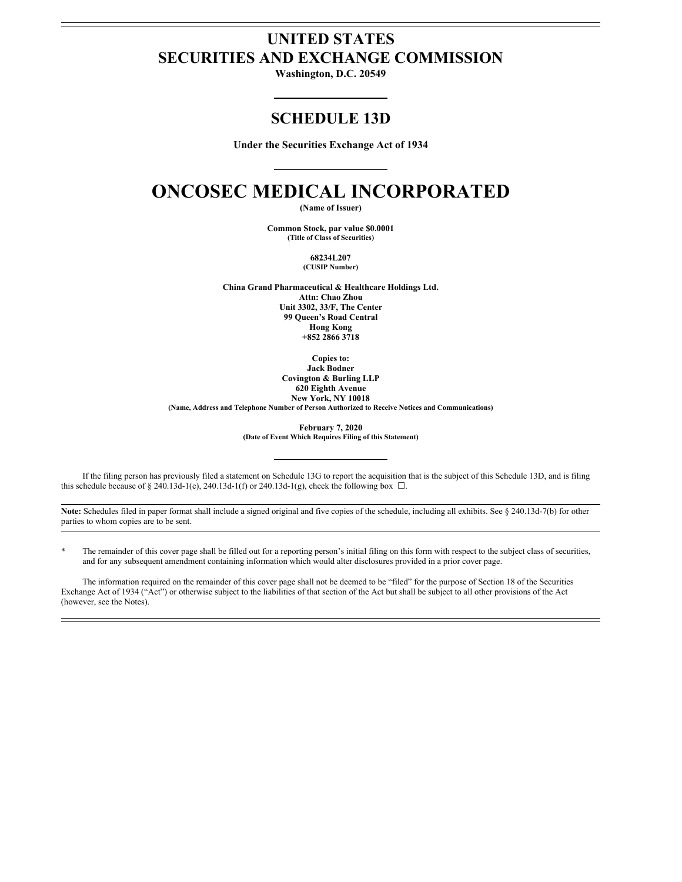# UNITED STATES
# SECURITIES AND EXCHANGE COMMISSION

**Washington, D.C. 20549**

## SCHEDULE 13D

**Under the Securities Exchange Act of 1934**

# ONCOSEC MEDICAL INCORPORATED

**(Name of Issuer)**

**Common Stock, par value $0.0001**
**(Title of Class of Securities)**

**68234L207**
**(CUSIP Number)**

**China Grand Pharmaceutical & Healthcare Holdings Ltd.**
**Attn: Chao Zhou**
**Unit 3302, 33/F, The Center**
**99 Queen's Road Central**
**Hong Kong**
**+852 2866 3718**

**Copies to:**
**Jack Bodner**
**Covington & Burling LLP**
**620 Eighth Avenue**
**New York, NY 10018**
**(Name, Address and Telephone Number of Person Authorized to Receive Notices and Communications)**

**February 7, 2020**
**(Date of Event Which Requires Filing of this Statement)**

If the filing person has previously filed a statement on Schedule 13G to report the acquisition that is the subject of this Schedule 13D, and is filing this schedule because of § 240.13d-1(e), 240.13d-1(f) or 240.13d-1(g), check the following box ☐.

**Note:** Schedules filed in paper format shall include a signed original and five copies of the schedule, including all exhibits. See § 240.13d-7(b) for other parties to whom copies are to be sent.

\* The remainder of this cover page shall be filled out for a reporting person's initial filing on this form with respect to the subject class of securities, and for any subsequent amendment containing information which would alter disclosures provided in a prior cover page.

The information required on the remainder of this cover page shall not be deemed to be "filed" for the purpose of Section 18 of the Securities Exchange Act of 1934 ("Act") or otherwise subject to the liabilities of that section of the Act but shall be subject to all other provisions of the Act (however, see the Notes).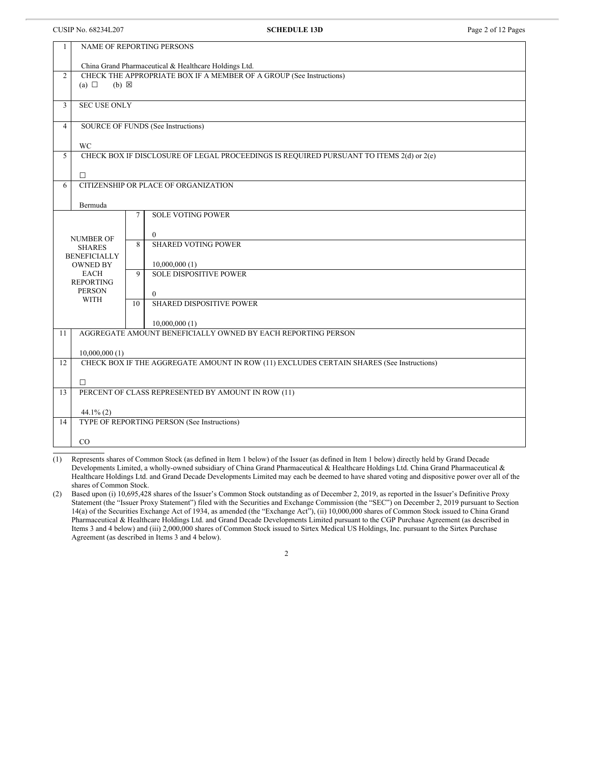| | | | |
|---|---|---|---|
| 1 | NAME OF REPORTING PERSONS<br><br>China Grand Pharmaceutical & Healthcare Holdings Ltd. | | |
| 2 | CHECK THE APPROPRIATE BOX IF A MEMBER OF A GROUP (See Instructions)<br>(a) ☐ (b) ☒ | | |
| 3 | SEC USE ONLY | | |
| 4 | SOURCE OF FUNDS (See Instructions)<br><br>WC | | |
| 5 | CHECK BOX IF DISCLOSURE OF LEGAL PROCEEDINGS IS REQUIRED PURSUANT TO ITEMS 2(d) or 2(e)<br><br>☐ | | |
| 6 | CITIZENSHIP OR PLACE OF ORGANIZATION<br><br>Bermuda | | |
| NUMBER OF SHARES BENEFICIALLY OWNED BY EACH REPORTING PERSON WITH | | 7 | SOLE VOTING POWER<br><br>0 |
| | | 8 | SHARED VOTING POWER<br><br>10,000,000 (1) |
| | | 9 | SOLE DISPOSITIVE POWER<br><br>0 |
| | | 10 | SHARED DISPOSITIVE POWER<br><br>10,000,000 (1) |
| 11 | AGGREGATE AMOUNT BENEFICIALLY OWNED BY EACH REPORTING PERSON<br><br>10,000,000 (1) | | |
| 12 | CHECK BOX IF THE AGGREGATE AMOUNT IN ROW (11) EXCLUDES CERTAIN SHARES (See Instructions)<br><br>☐ | | |
| 13 | PERCENT OF CLASS REPRESENTED BY AMOUNT IN ROW (11)<br><br>44.1% (2) | | |
| 14 | TYPE OF REPORTING PERSON (See Instructions)<br><br>CO | | |

(1) Represents shares of Common Stock (as defined in Item 1 below) of the Issuer (as defined in Item 1 below) directly held by Grand Decade Developments Limited, a wholly-owned subsidiary of China Grand Pharmaceutical & Healthcare Holdings Ltd. China Grand Pharmaceutical & Healthcare Holdings Ltd. and Grand Decade Developments Limited may each be deemed to have shared voting and dispositive power over all of the shares of Common Stock.

(2) Based upon (i) 10,695,428 shares of the Issuer's Common Stock outstanding as of December 2, 2019, as reported in the Issuer's Definitive Proxy Statement (the "Issuer Proxy Statement") filed with the Securities and Exchange Commission (the "SEC") on December 2, 2019 pursuant to Section 14(a) of the Securities Exchange Act of 1934, as amended (the "Exchange Act"), (ii) 10,000,000 shares of Common Stock issued to China Grand Pharmaceutical & Healthcare Holdings Ltd. and Grand Decade Developments Limited pursuant to the CGP Purchase Agreement (as described in Items 3 and 4 below) and (iii) 2,000,000 shares of Common Stock issued to Sirtex Medical US Holdings, Inc. pursuant to the Sirtex Purchase Agreement (as described in Items 3 and 4 below).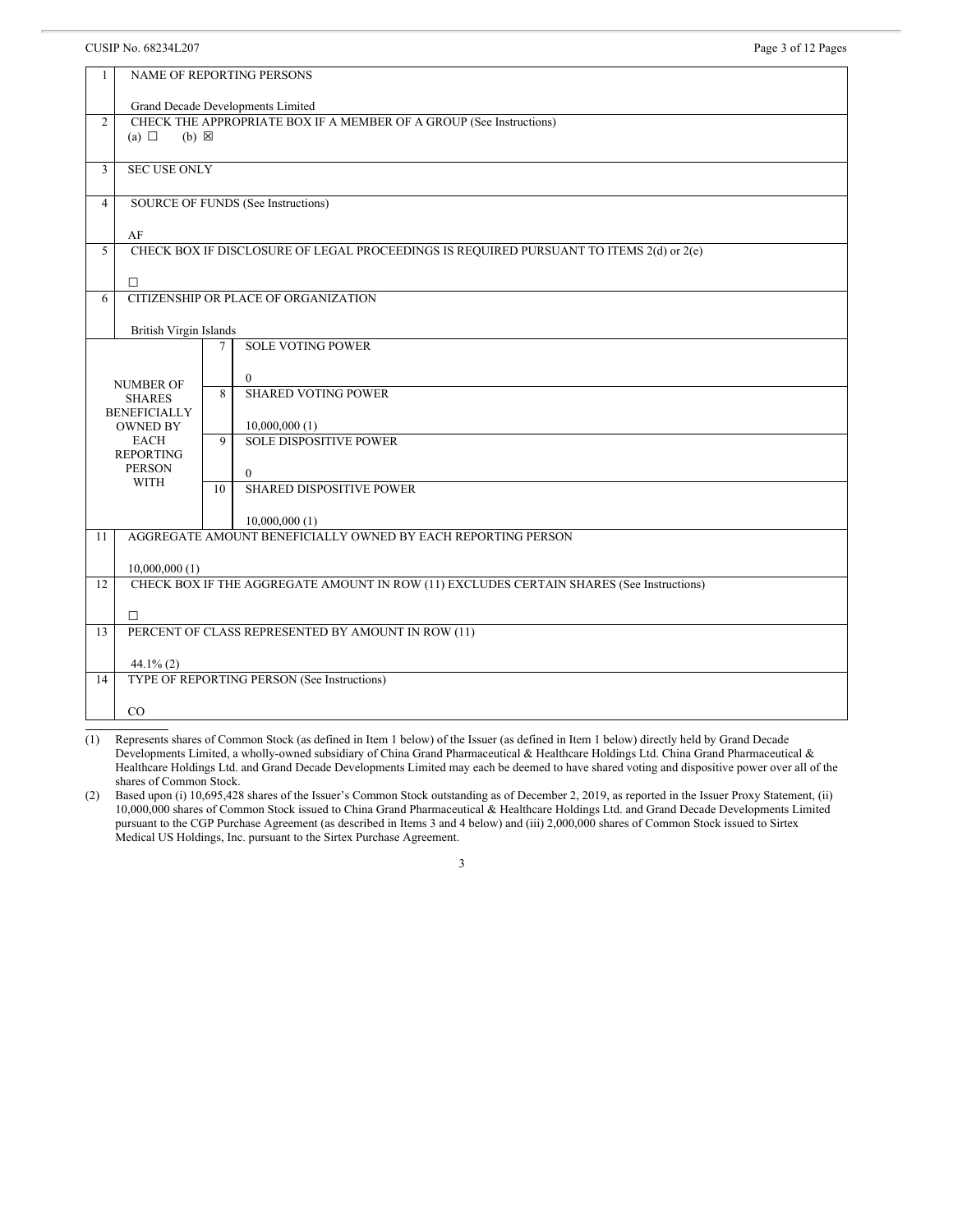CUSIP No. 68234L207

| | | | |
|---|---|---|---|
| 1 | NAME OF REPORTING PERSONS<br><br>Grand Decade Developments Limited | | |
| 2 | CHECK THE APPROPRIATE BOX IF A MEMBER OF A GROUP (See Instructions)<br>(a) ☐ (b) ☒ | | |
| 3 | SEC USE ONLY | | |
| 4 | SOURCE OF FUNDS (See Instructions)<br><br>AF | | |
| 5 | CHECK BOX IF DISCLOSURE OF LEGAL PROCEEDINGS IS REQUIRED PURSUANT TO ITEMS 2(d) or 2(e)<br><br>☐ | | |
| 6 | CITIZENSHIP OR PLACE OF ORGANIZATION<br><br>British Virgin Islands | | |
| NUMBER OF SHARES BENEFICIALLY OWNED BY EACH REPORTING PERSON WITH | | 7 | SOLE VOTING POWER<br><br>0 |
| | | 8 | SHARED VOTING POWER<br><br>10,000,000 (1) |
| | | 9 | SOLE DISPOSITIVE POWER<br><br>0 |
| | | 10 | SHARED DISPOSITIVE POWER<br><br>10,000,000 (1) |
| 11 | AGGREGATE AMOUNT BENEFICIALLY OWNED BY EACH REPORTING PERSON<br><br>10,000,000 (1) | | |
| 12 | CHECK BOX IF THE AGGREGATE AMOUNT IN ROW (11) EXCLUDES CERTAIN SHARES (See Instructions)<br><br>☐ | | |
| 13 | PERCENT OF CLASS REPRESENTED BY AMOUNT IN ROW (11)<br><br>44.1% (2) | | |
| 14 | TYPE OF REPORTING PERSON (See Instructions)<br><br>CO | | |

(1) Represents shares of Common Stock (as defined in Item 1 below) of the Issuer (as defined in Item 1 below) directly held by Grand Decade Developments Limited, a wholly-owned subsidiary of China Grand Pharmaceutical & Healthcare Holdings Ltd. China Grand Pharmaceutical & Healthcare Holdings Ltd. and Grand Decade Developments Limited may each be deemed to have shared voting and dispositive power over all of the shares of Common Stock.

(2) Based upon (i) 10,695,428 shares of the Issuer's Common Stock outstanding as of December 2, 2019, as reported in the Issuer Proxy Statement, (ii) 10,000,000 shares of Common Stock issued to China Grand Pharmaceutical & Healthcare Holdings Ltd. and Grand Decade Developments Limited pursuant to the CGP Purchase Agreement (as described in Items 3 and 4 below) and (iii) 2,000,000 shares of Common Stock issued to Sirtex Medical US Holdings, Inc. pursuant to the Sirtex Purchase Agreement.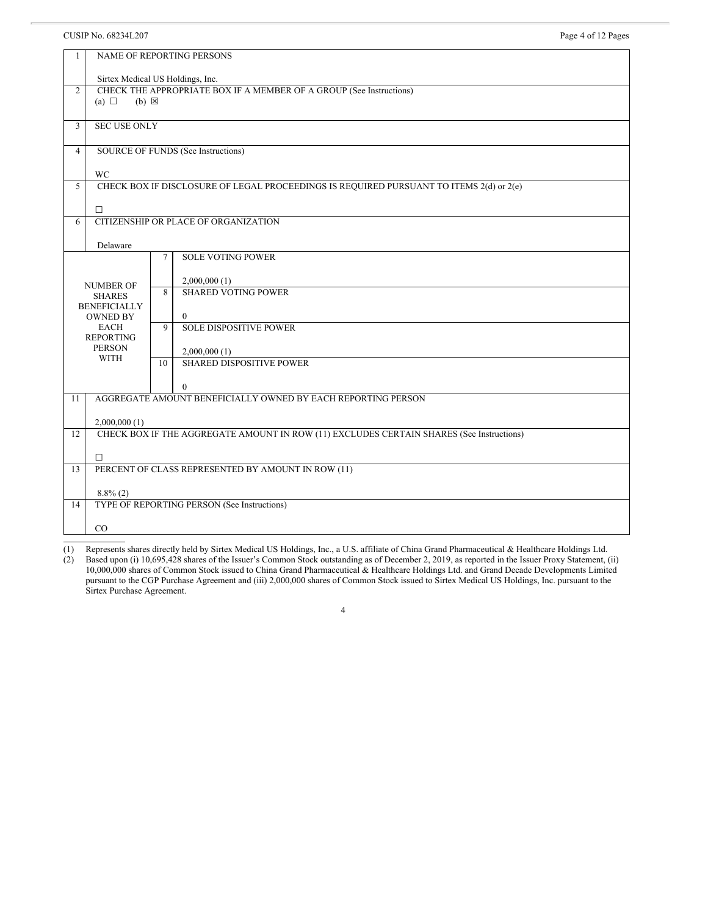CUSIP No. 68234L207

| | | | |
|---|---|---|---|
| 1 | NAME OF REPORTING PERSONS<br><br>Sirtex Medical US Holdings, Inc. | | |
| 2 | CHECK THE APPROPRIATE BOX IF A MEMBER OF A GROUP (See Instructions)<br>(a) ☐ (b) ☒ | | |
| 3 | SEC USE ONLY | | |
| 4 | SOURCE OF FUNDS (See Instructions)<br><br>WC | | |
| 5 | CHECK BOX IF DISCLOSURE OF LEGAL PROCEEDINGS IS REQUIRED PURSUANT TO ITEMS 2(d) or 2(e)<br><br>☐ | | |
| 6 | CITIZENSHIP OR PLACE OF ORGANIZATION<br><br>Delaware | | |
| NUMBER OF SHARES BENEFICIALLY OWNED BY EACH REPORTING PERSON WITH | | 7 | SOLE VOTING POWER<br><br>2,000,000 (1) |
| | | 8 | SHARED VOTING POWER<br><br>0 |
| | | 9 | SOLE DISPOSITIVE POWER<br><br>2,000,000 (1) |
| | | 10 | SHARED DISPOSITIVE POWER<br><br>0 |
| 11 | AGGREGATE AMOUNT BENEFICIALLY OWNED BY EACH REPORTING PERSON<br><br>2,000,000 (1) | | |
| 12 | CHECK BOX IF THE AGGREGATE AMOUNT IN ROW (11) EXCLUDES CERTAIN SHARES (See Instructions)<br><br>☐ | | |
| 13 | PERCENT OF CLASS REPRESENTED BY AMOUNT IN ROW (11)<br><br>8.8% (2) | | |
| 14 | TYPE OF REPORTING PERSON (See Instructions)<br><br>CO | | |

(1) Represents shares directly held by Sirtex Medical US Holdings, Inc., a U.S. affiliate of China Grand Pharmaceutical & Healthcare Holdings Ltd.

(2) Based upon (i) 10,695,428 shares of the Issuer's Common Stock outstanding as of December 2, 2019, as reported in the Issuer Proxy Statement, (ii) 10,000,000 shares of Common Stock issued to China Grand Pharmaceutical & Healthcare Holdings Ltd. and Grand Decade Developments Limited pursuant to the CGP Purchase Agreement and (iii) 2,000,000 shares of Common Stock issued to Sirtex Medical US Holdings, Inc. pursuant to the Sirtex Purchase Agreement.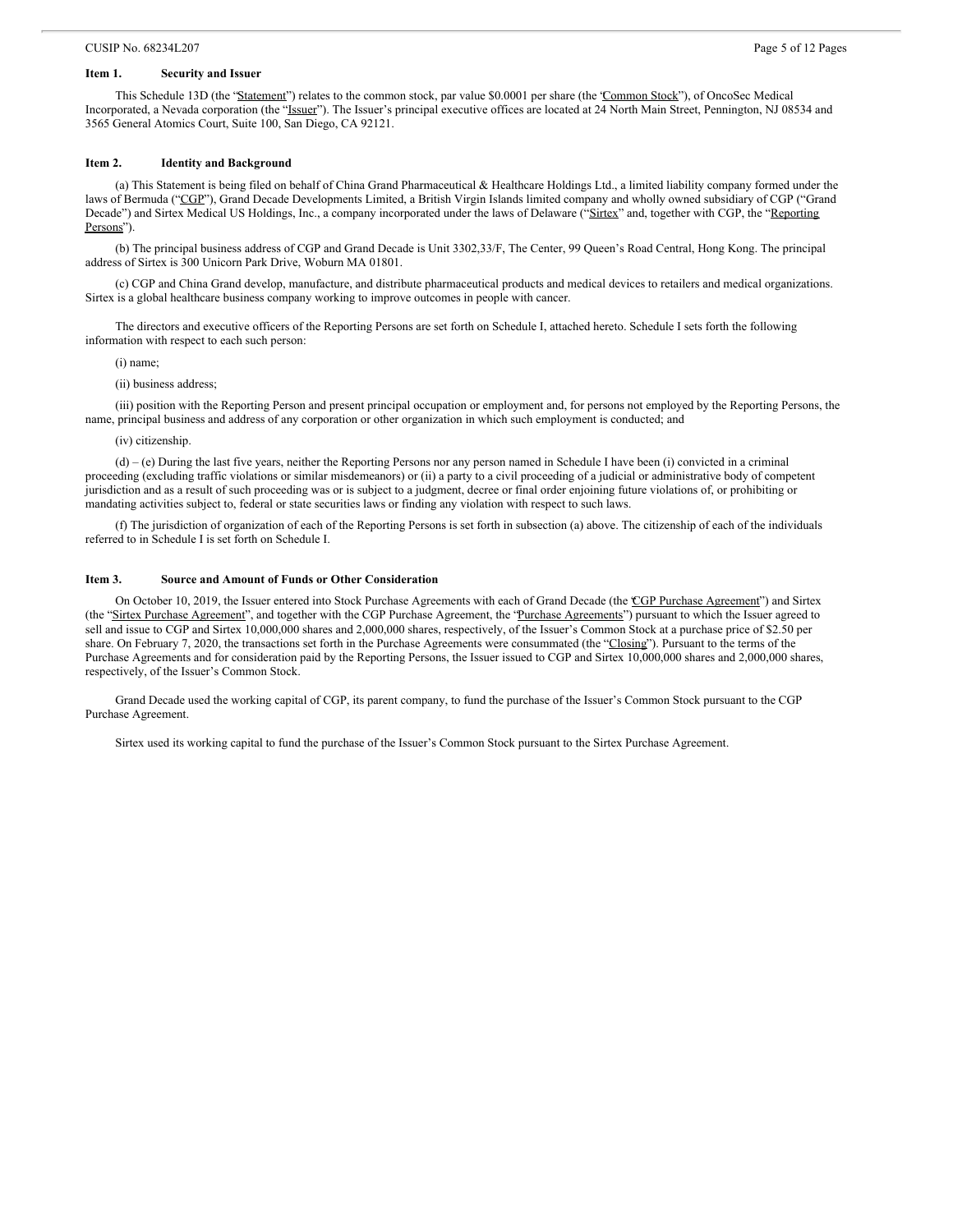### Item 1. Security and Issuer

This Schedule 13D (the "Statement") relates to the common stock, par value $0.0001 per share (the "Common Stock"), of OncoSec Medical Incorporated, a Nevada corporation (the "Issuer"). The Issuer's principal executive offices are located at 24 North Main Street, Pennington, NJ 08534 and 3565 General Atomics Court, Suite 100, San Diego, CA 92121.

### Item 2. Identity and Background

(a) This Statement is being filed on behalf of China Grand Pharmaceutical & Healthcare Holdings Ltd., a limited liability company formed under the laws of Bermuda ("CGP"), Grand Decade Developments Limited, a British Virgin Islands limited company and wholly owned subsidiary of CGP ("Grand Decade") and Sirtex Medical US Holdings, Inc., a company incorporated under the laws of Delaware ("Sirtex" and, together with CGP, the "Reporting Persons").

(b) The principal business address of CGP and Grand Decade is Unit 3302,33/F, The Center, 99 Queen's Road Central, Hong Kong. The principal address of Sirtex is 300 Unicorn Park Drive, Woburn MA 01801.

(c) CGP and China Grand develop, manufacture, and distribute pharmaceutical products and medical devices to retailers and medical organizations. Sirtex is a global healthcare business company working to improve outcomes in people with cancer.

The directors and executive officers of the Reporting Persons are set forth on Schedule I, attached hereto. Schedule I sets forth the following information with respect to each such person:

(i) name;

(ii) business address;

(iii) position with the Reporting Person and present principal occupation or employment and, for persons not employed by the Reporting Persons, the name, principal business and address of any corporation or other organization in which such employment is conducted; and

(iv) citizenship.

(d) – (e) During the last five years, neither the Reporting Persons nor any person named in Schedule I have been (i) convicted in a criminal proceeding (excluding traffic violations or similar misdemeanors) or (ii) a party to a civil proceeding of a judicial or administrative body of competent jurisdiction and as a result of such proceeding was or is subject to a judgment, decree or final order enjoining future violations of, or prohibiting or mandating activities subject to, federal or state securities laws or finding any violation with respect to such laws.

(f) The jurisdiction of organization of each of the Reporting Persons is set forth in subsection (a) above. The citizenship of each of the individuals referred to in Schedule I is set forth on Schedule I.

### Item 3. Source and Amount of Funds or Other Consideration

On October 10, 2019, the Issuer entered into Stock Purchase Agreements with each of Grand Decade (the "CGP Purchase Agreement") and Sirtex (the "Sirtex Purchase Agreement", and together with the CGP Purchase Agreement, the "Purchase Agreements") pursuant to which the Issuer agreed to sell and issue to CGP and Sirtex 10,000,000 shares and 2,000,000 shares, respectively, of the Issuer's Common Stock at a purchase price of $2.50 per share. On February 7, 2020, the transactions set forth in the Purchase Agreements were consummated (the "Closing"). Pursuant to the terms of the Purchase Agreements and for consideration paid by the Reporting Persons, the Issuer issued to CGP and Sirtex 10,000,000 shares and 2,000,000 shares, respectively, of the Issuer's Common Stock.

Grand Decade used the working capital of CGP, its parent company, to fund the purchase of the Issuer's Common Stock pursuant to the CGP Purchase Agreement.

Sirtex used its working capital to fund the purchase of the Issuer's Common Stock pursuant to the Sirtex Purchase Agreement.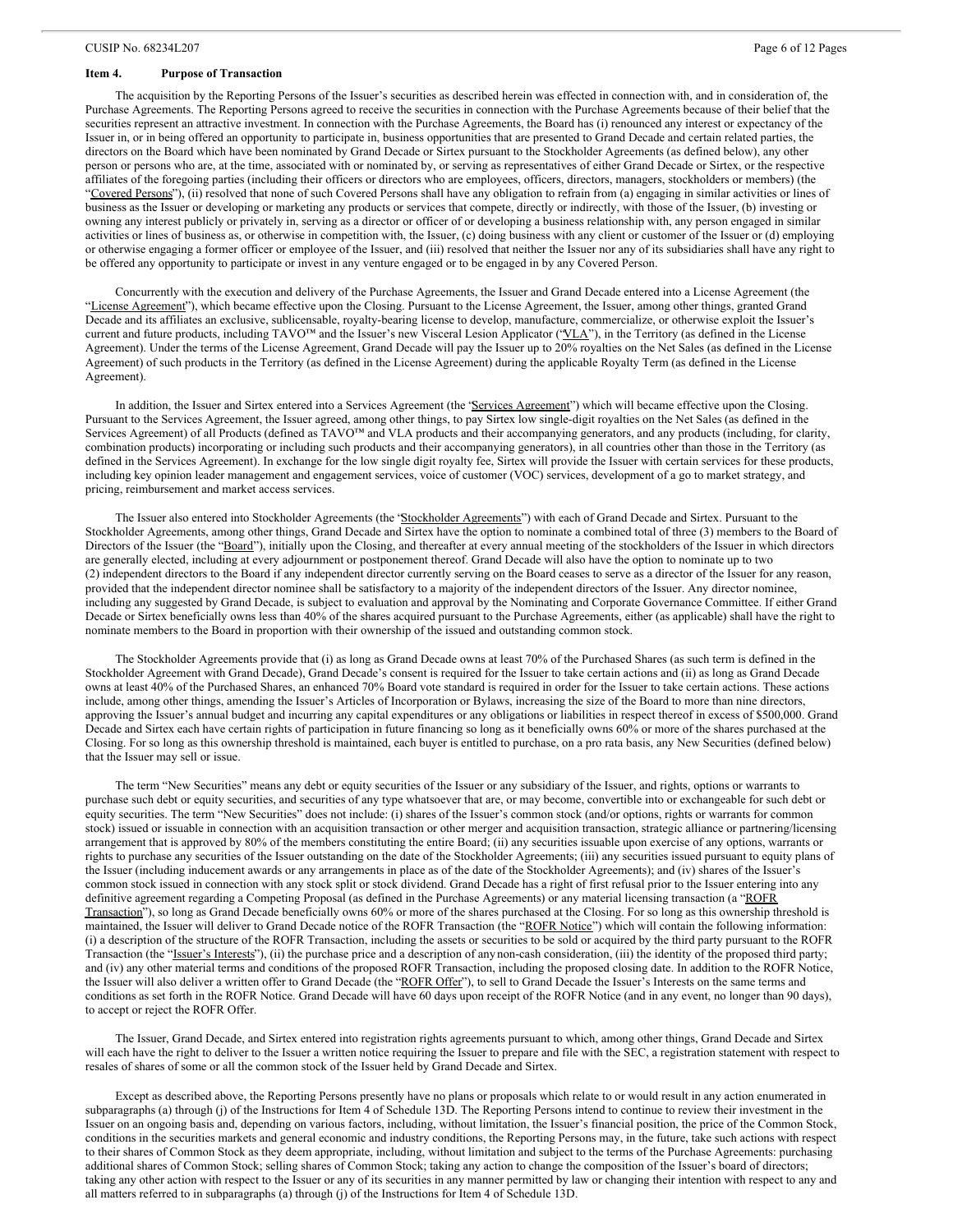## Item 4. Purpose of Transaction

The acquisition by the Reporting Persons of the Issuer's securities as described herein was effected in connection with, and in consideration of, the Purchase Agreements. The Reporting Persons agreed to receive the securities in connection with the Purchase Agreements because of their belief that the securities represent an attractive investment. In connection with the Purchase Agreements, the Board has (i) renounced any interest or expectancy of the Issuer in, or in being offered an opportunity to participate in, business opportunities that are presented to Grand Decade and certain related parties, the directors on the Board which have been nominated by Grand Decade or Sirtex pursuant to the Stockholder Agreements (as defined below), any other person or persons who are, at the time, associated with or nominated by, or serving as representatives of either Grand Decade or Sirtex, or the respective affiliates of the foregoing parties (including their officers or directors who are employees, officers, directors, managers, stockholders or members) (the "Covered Persons"), (ii) resolved that none of such Covered Persons shall have any obligation to refrain from (a) engaging in similar activities or lines of business as the Issuer or developing or marketing any products or services that compete, directly or indirectly, with those of the Issuer, (b) investing or owning any interest publicly or privately in, serving as a director or officer of or developing a business relationship with, any person engaged in similar activities or lines of business as, or otherwise in competition with, the Issuer, (c) doing business with any client or customer of the Issuer or (d) employing or otherwise engaging a former officer or employee of the Issuer, and (iii) resolved that neither the Issuer nor any of its subsidiaries shall have any right to be offered any opportunity to participate or invest in any venture engaged or to be engaged in by any Covered Person.

Concurrently with the execution and delivery of the Purchase Agreements, the Issuer and Grand Decade entered into a License Agreement (the "License Agreement"), which became effective upon the Closing. Pursuant to the License Agreement, the Issuer, among other things, granted Grand Decade and its affiliates an exclusive, sublicensable, royalty-bearing license to develop, manufacture, commercialize, or otherwise exploit the Issuer's current and future products, including TAVO™ and the Issuer's new Visceral Lesion Applicator ("VLA"), in the Territory (as defined in the License Agreement). Under the terms of the License Agreement, Grand Decade will pay the Issuer up to 20% royalties on the Net Sales (as defined in the License Agreement) of such products in the Territory (as defined in the License Agreement) during the applicable Royalty Term (as defined in the License Agreement).

In addition, the Issuer and Sirtex entered into a Services Agreement (the "Services Agreement") which will became effective upon the Closing. Pursuant to the Services Agreement, the Issuer agreed, among other things, to pay Sirtex low single-digit royalties on the Net Sales (as defined in the Services Agreement) of all Products (defined as TAVO™ and VLA products and their accompanying generators, and any products (including, for clarity, combination products) incorporating or including such products and their accompanying generators), in all countries other than those in the Territory (as defined in the Services Agreement). In exchange for the low single digit royalty fee, Sirtex will provide the Issuer with certain services for these products, including key opinion leader management and engagement services, voice of customer (VOC) services, development of a go to market strategy, and pricing, reimbursement and market access services.

The Issuer also entered into Stockholder Agreements (the "Stockholder Agreements") with each of Grand Decade and Sirtex. Pursuant to the Stockholder Agreements, among other things, Grand Decade and Sirtex have the option to nominate a combined total of three (3) members to the Board of Directors of the Issuer (the "Board"), initially upon the Closing, and thereafter at every annual meeting of the stockholders of the Issuer in which directors are generally elected, including at every adjournment or postponement thereof. Grand Decade will also have the option to nominate up to two (2) independent directors to the Board if any independent director currently serving on the Board ceases to serve as a director of the Issuer for any reason, provided that the independent director nominee shall be satisfactory to a majority of the independent directors of the Issuer. Any director nominee, including any suggested by Grand Decade, is subject to evaluation and approval by the Nominating and Corporate Governance Committee. If either Grand Decade or Sirtex beneficially owns less than 40% of the shares acquired pursuant to the Purchase Agreements, either (as applicable) shall have the right to nominate members to the Board in proportion with their ownership of the issued and outstanding common stock.

The Stockholder Agreements provide that (i) as long as Grand Decade owns at least 70% of the Purchased Shares (as such term is defined in the Stockholder Agreement with Grand Decade), Grand Decade's consent is required for the Issuer to take certain actions and (ii) as long as Grand Decade owns at least 40% of the Purchased Shares, an enhanced 70% Board vote standard is required in order for the Issuer to take certain actions. These actions include, among other things, amending the Issuer's Articles of Incorporation or Bylaws, increasing the size of the Board to more than nine directors, approving the Issuer's annual budget and incurring any capital expenditures or any obligations or liabilities in respect thereof in excess of $500,000. Grand Decade and Sirtex each have certain rights of participation in future financing so long as it beneficially owns 60% or more of the shares purchased at the Closing. For so long as this ownership threshold is maintained, each buyer is entitled to purchase, on a pro rata basis, any New Securities (defined below) that the Issuer may sell or issue.

The term "New Securities" means any debt or equity securities of the Issuer or any subsidiary of the Issuer, and rights, options or warrants to purchase such debt or equity securities, and securities of any type whatsoever that are, or may become, convertible into or exchangeable for such debt or equity securities. The term "New Securities" does not include: (i) shares of the Issuer's common stock (and/or options, rights or warrants for common stock) issued or issuable in connection with an acquisition transaction or other merger and acquisition transaction, strategic alliance or partnering/licensing arrangement that is approved by 80% of the members constituting the entire Board; (ii) any securities issuable upon exercise of any options, warrants or rights to purchase any securities of the Issuer outstanding on the date of the Stockholder Agreements; (iii) any securities issued pursuant to equity plans of the Issuer (including inducement awards or any arrangements in place as of the date of the Stockholder Agreements); and (iv) shares of the Issuer's common stock issued in connection with any stock split or stock dividend. Grand Decade has a right of first refusal prior to the Issuer entering into any definitive agreement regarding a Competing Proposal (as defined in the Purchase Agreements) or any material licensing transaction (a "ROFR Transaction"), so long as Grand Decade beneficially owns 60% or more of the shares purchased at the Closing. For so long as this ownership threshold is maintained, the Issuer will deliver to Grand Decade notice of the ROFR Transaction (the "ROFR Notice") which will contain the following information: (i) a description of the structure of the ROFR Transaction, including the assets or securities to be sold or acquired by the third party pursuant to the ROFR Transaction (the "Issuer's Interests"), (ii) the purchase price and a description of any non-cash consideration, (iii) the identity of the proposed third party; and (iv) any other material terms and conditions of the proposed ROFR Transaction, including the proposed closing date. In addition to the ROFR Notice, the Issuer will also deliver a written offer to Grand Decade (the "ROFR Offer"), to sell to Grand Decade the Issuer's Interests on the same terms and conditions as set forth in the ROFR Notice. Grand Decade will have 60 days upon receipt of the ROFR Notice (and in any event, no longer than 90 days), to accept or reject the ROFR Offer.

The Issuer, Grand Decade, and Sirtex entered into registration rights agreements pursuant to which, among other things, Grand Decade and Sirtex will each have the right to deliver to the Issuer a written notice requiring the Issuer to prepare and file with the SEC, a registration statement with respect to resales of shares of some or all the common stock of the Issuer held by Grand Decade and Sirtex.

Except as described above, the Reporting Persons presently have no plans or proposals which relate to or would result in any action enumerated in subparagraphs (a) through (j) of the Instructions for Item 4 of Schedule 13D. The Reporting Persons intend to continue to review their investment in the Issuer on an ongoing basis and, depending on various factors, including, without limitation, the Issuer's financial position, the price of the Common Stock, conditions in the securities markets and general economic and industry conditions, the Reporting Persons may, in the future, take such actions with respect to their shares of Common Stock as they deem appropriate, including, without limitation and subject to the terms of the Purchase Agreements: purchasing additional shares of Common Stock; selling shares of Common Stock; taking any action to change the composition of the Issuer's board of directors; taking any other action with respect to the Issuer or any of its securities in any manner permitted by law or changing their intention with respect to any and all matters referred to in subparagraphs (a) through (j) of the Instructions for Item 4 of Schedule 13D.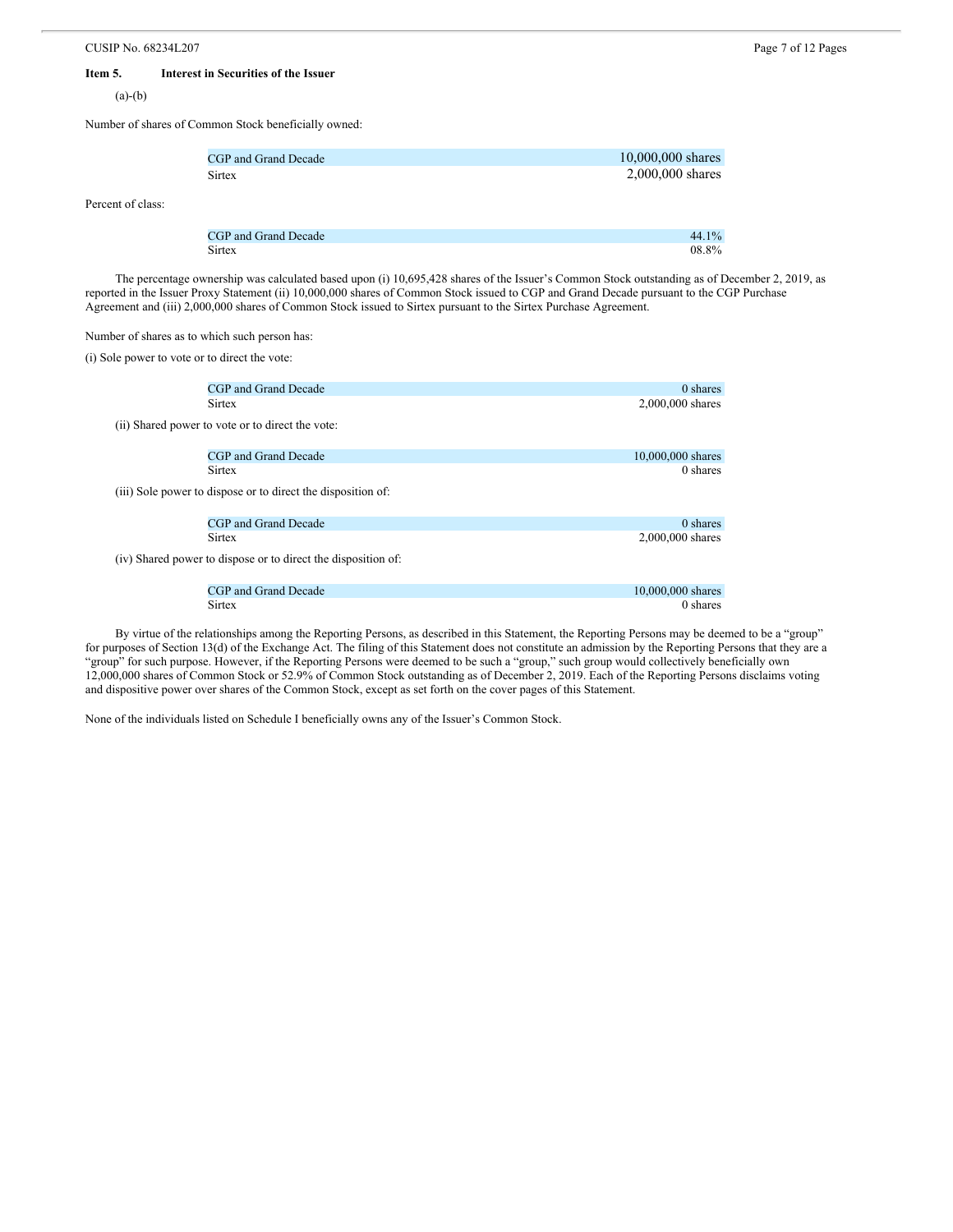CUSIP No. 68234L207

**Item 5. Interest in Securities of the Issuer**

(a)-(b)

Number of shares of Common Stock beneficially owned:

| | |
|---|---|
| CGP and Grand Decade | 10,000,000 shares |
| Sirtex | 2,000,000 shares |

Percent of class:

| | |
|---|---|
| CGP and Grand Decade | 44.1% |
| Sirtex | 08.8% |

The percentage ownership was calculated based upon (i) 10,695,428 shares of the Issuer's Common Stock outstanding as of December 2, 2019, as reported in the Issuer Proxy Statement (ii) 10,000,000 shares of Common Stock issued to CGP and Grand Decade pursuant to the CGP Purchase Agreement and (iii) 2,000,000 shares of Common Stock issued to Sirtex pursuant to the Sirtex Purchase Agreement.

Number of shares as to which such person has:

(i) Sole power to vote or to direct the vote:

| | |
|---|---|
| CGP and Grand Decade | 0 shares |
| Sirtex | 2,000,000 shares |

(ii) Shared power to vote or to direct the vote:

| | |
|---|---|
| CGP and Grand Decade | 10,000,000 shares |
| Sirtex | 0 shares |

(iii) Sole power to dispose or to direct the disposition of:

| | |
|---|---|
| CGP and Grand Decade | 0 shares |
| Sirtex | 2,000,000 shares |

(iv) Shared power to dispose or to direct the disposition of:

| | |
|---|---|
| CGP and Grand Decade | 10,000,000 shares |
| Sirtex | 0 shares |

By virtue of the relationships among the Reporting Persons, as described in this Statement, the Reporting Persons may be deemed to be a "group" for purposes of Section 13(d) of the Exchange Act. The filing of this Statement does not constitute an admission by the Reporting Persons that they are a "group" for such purpose. However, if the Reporting Persons were deemed to be such a "group," such group would collectively beneficially own 12,000,000 shares of Common Stock or 52.9% of Common Stock outstanding as of December 2, 2019. Each of the Reporting Persons disclaims voting and dispositive power over shares of the Common Stock, except as set forth on the cover pages of this Statement.

None of the individuals listed on Schedule I beneficially owns any of the Issuer's Common Stock.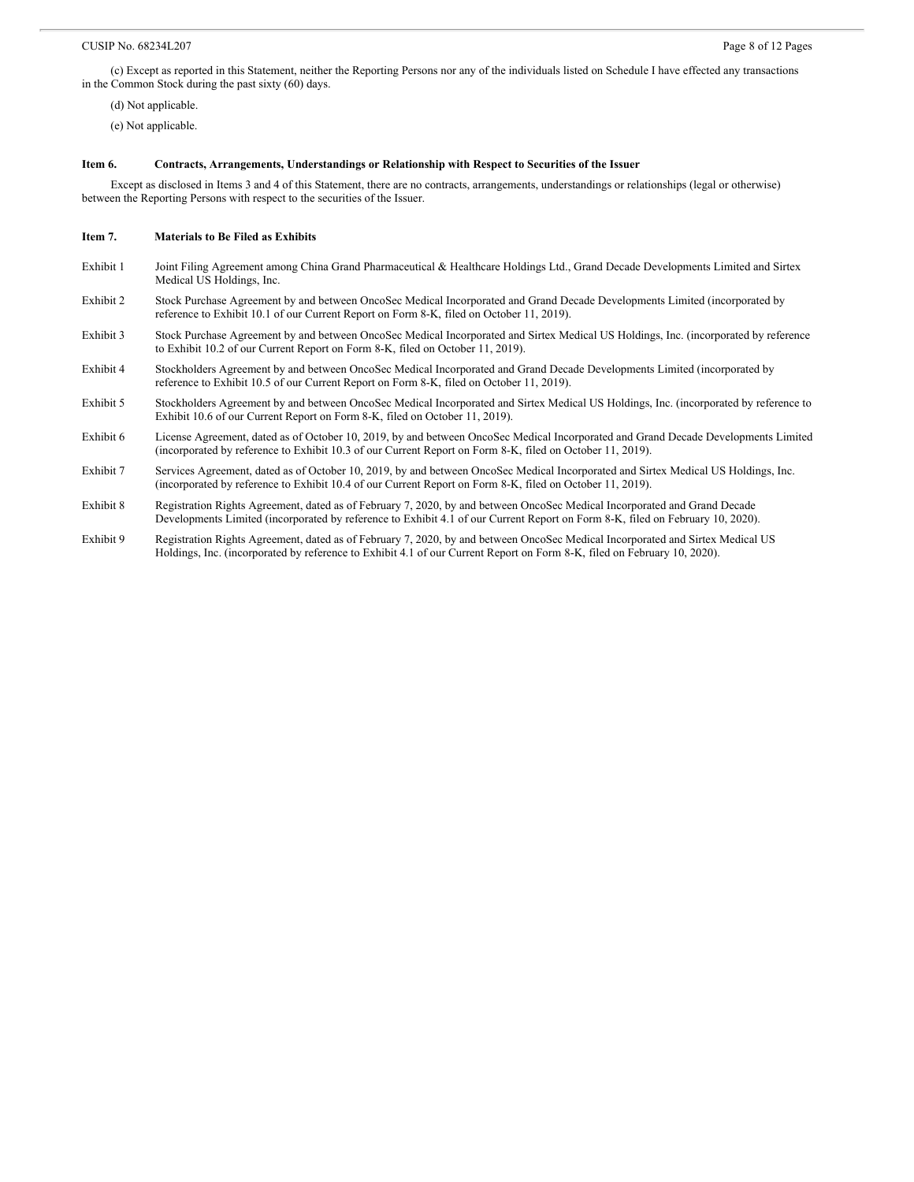(c) Except as reported in this Statement, neither the Reporting Persons nor any of the individuals listed on Schedule I have effected any transactions in the Common Stock during the past sixty (60) days.

(d) Not applicable.

(e) Not applicable.

**Item 6. Contracts, Arrangements, Understandings or Relationship with Respect to Securities of the Issuer**

Except as disclosed in Items 3 and 4 of this Statement, there are no contracts, arrangements, understandings or relationships (legal or otherwise) between the Reporting Persons with respect to the securities of the Issuer.

**Item 7. Materials to Be Filed as Exhibits**

| | |
|---|---|
| Exhibit 1 | Joint Filing Agreement among China Grand Pharmaceutical & Healthcare Holdings Ltd., Grand Decade Developments Limited and Sirtex Medical US Holdings, Inc. |
| Exhibit 2 | Stock Purchase Agreement by and between OncoSec Medical Incorporated and Grand Decade Developments Limited (incorporated by reference to Exhibit 10.1 of our Current Report on Form 8-K, filed on October 11, 2019). |
| Exhibit 3 | Stock Purchase Agreement by and between OncoSec Medical Incorporated and Sirtex Medical US Holdings, Inc. (incorporated by reference to Exhibit 10.2 of our Current Report on Form 8-K, filed on October 11, 2019). |
| Exhibit 4 | Stockholders Agreement by and between OncoSec Medical Incorporated and Grand Decade Developments Limited (incorporated by reference to Exhibit 10.5 of our Current Report on Form 8-K, filed on October 11, 2019). |
| Exhibit 5 | Stockholders Agreement by and between OncoSec Medical Incorporated and Sirtex Medical US Holdings, Inc. (incorporated by reference to Exhibit 10.6 of our Current Report on Form 8-K, filed on October 11, 2019). |
| Exhibit 6 | License Agreement, dated as of October 10, 2019, by and between OncoSec Medical Incorporated and Grand Decade Developments Limited (incorporated by reference to Exhibit 10.3 of our Current Report on Form 8-K, filed on October 11, 2019). |
| Exhibit 7 | Services Agreement, dated as of October 10, 2019, by and between OncoSec Medical Incorporated and Sirtex Medical US Holdings, Inc. (incorporated by reference to Exhibit 10.4 of our Current Report on Form 8-K, filed on October 11, 2019). |
| Exhibit 8 | Registration Rights Agreement, dated as of February 7, 2020, by and between OncoSec Medical Incorporated and Grand Decade Developments Limited (incorporated by reference to Exhibit 4.1 of our Current Report on Form 8-K, filed on February 10, 2020). |
| Exhibit 9 | Registration Rights Agreement, dated as of February 7, 2020, by and between OncoSec Medical Incorporated and Sirtex Medical US Holdings, Inc. (incorporated by reference to Exhibit 4.1 of our Current Report on Form 8-K, filed on February 10, 2020). |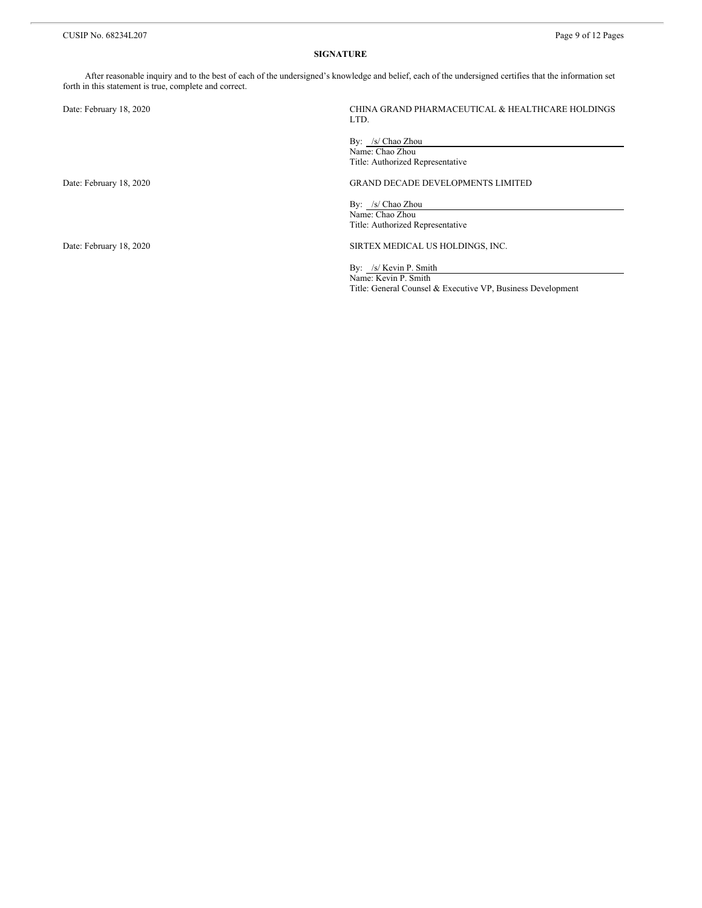## SIGNATURE

After reasonable inquiry and to the best of each of the undersigned's knowledge and belief, each of the undersigned certifies that the information set forth in this statement is true, complete and correct.

Date: February 18, 2020

CHINA GRAND PHARMACEUTICAL & HEALTHCARE HOLDINGS LTD.

By: /s/ Chao Zhou
Name: Chao Zhou
Title: Authorized Representative

Date: February 18, 2020

GRAND DECADE DEVELOPMENTS LIMITED

By: /s/ Chao Zhou
Name: Chao Zhou
Title: Authorized Representative

Date: February 18, 2020

SIRTEX MEDICAL US HOLDINGS, INC.

By: /s/ Kevin P. Smith
Name: Kevin P. Smith
Title: General Counsel & Executive VP, Business Development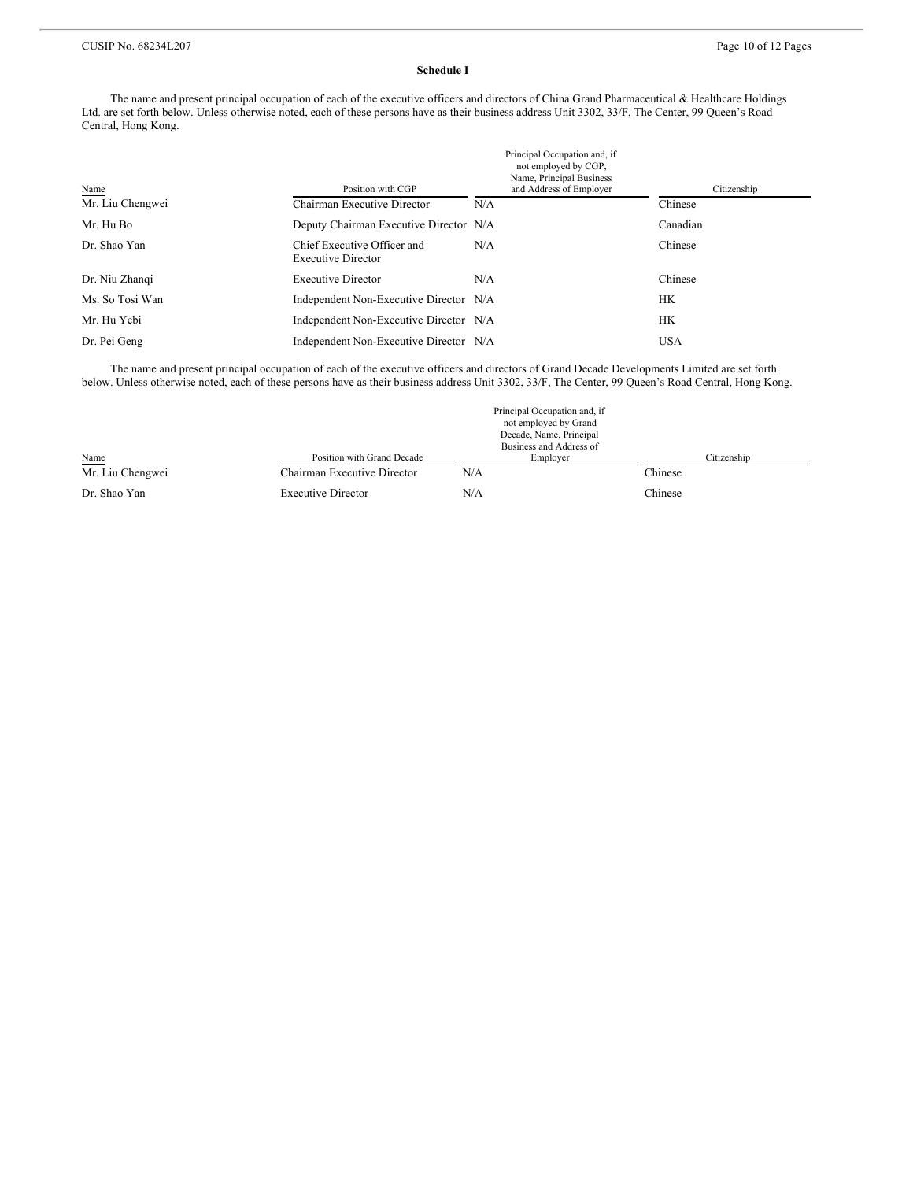**Schedule I**

The name and present principal occupation of each of the executive officers and directors of China Grand Pharmaceutical & Healthcare Holdings Ltd. are set forth below. Unless otherwise noted, each of these persons have as their business address Unit 3302, 33/F, The Center, 99 Queen's Road Central, Hong Kong.

| Name | Position with CGP | Principal Occupation and, if not employed by CGP, Name, Principal Business and Address of Employer | Citizenship |
|---|---|---|---|
| Mr. Liu Chengwei | Chairman Executive Director | N/A | Chinese |
| Mr. Hu Bo | Deputy Chairman Executive Director | N/A | Canadian |
| Dr. Shao Yan | Chief Executive Officer and Executive Director | N/A | Chinese |
| Dr. Niu Zhanqi | Executive Director | N/A | Chinese |
| Ms. So Tosi Wan | Independent Non-Executive Director | N/A | HK |
| Mr. Hu Yebi | Independent Non-Executive Director | N/A | HK |
| Dr. Pei Geng | Independent Non-Executive Director | N/A | USA |

The name and present principal occupation of each of the executive officers and directors of Grand Decade Developments Limited are set forth below. Unless otherwise noted, each of these persons have as their business address Unit 3302, 33/F, The Center, 99 Queen's Road Central, Hong Kong.

| Name | Position with Grand Decade | Principal Occupation and, if not employed by Grand Decade, Name, Principal Business and Address of Employer | Citizenship |
|---|---|---|---|
| Mr. Liu Chengwei | Chairman Executive Director | N/A | Chinese |
| Dr. Shao Yan | Executive Director | N/A | Chinese |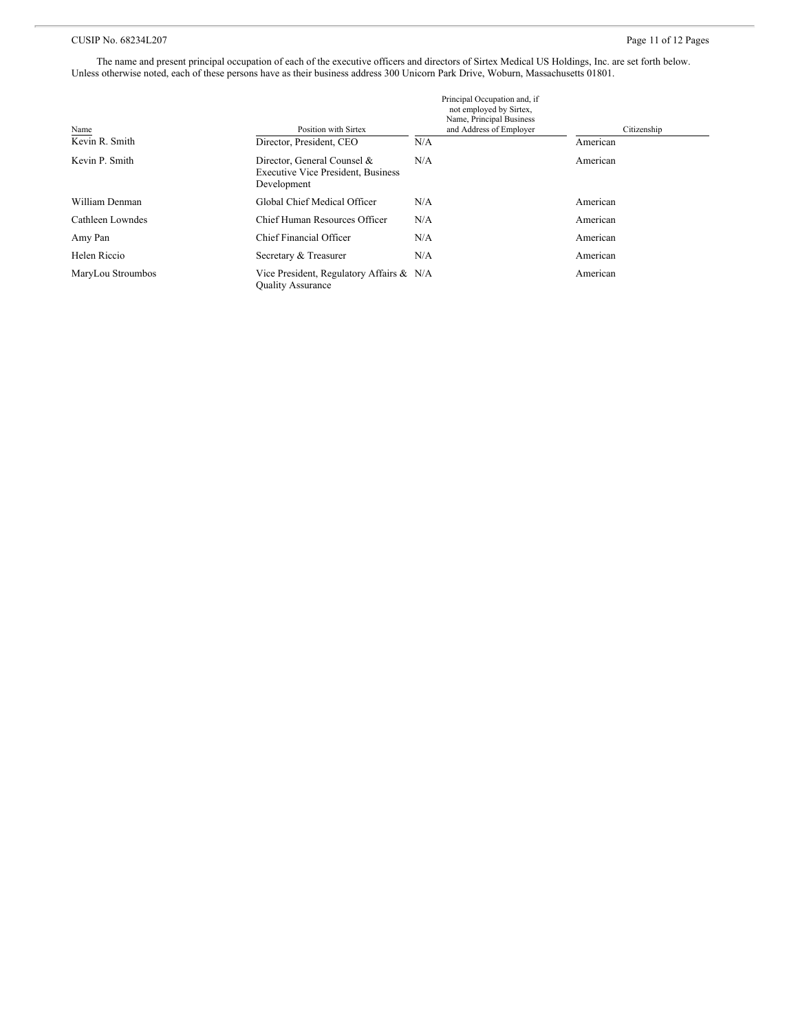The name and present principal occupation of each of the executive officers and directors of Sirtex Medical US Holdings, Inc. are set forth below. Unless otherwise noted, each of these persons have as their business address 300 Unicorn Park Drive, Woburn, Massachusetts 01801.

| Name | Position with Sirtex | Principal Occupation and, if not employed by Sirtex, Name, Principal Business and Address of Employer | Citizenship |
|---|---|---|---|
| Kevin R. Smith | Director, President, CEO | N/A | American |
| Kevin P. Smith | Director, General Counsel & Executive Vice President, Business Development | N/A | American |
| William Denman | Global Chief Medical Officer | N/A | American |
| Cathleen Lowndes | Chief Human Resources Officer | N/A | American |
| Amy Pan | Chief Financial Officer | N/A | American |
| Helen Riccio | Secretary & Treasurer | N/A | American |
| MaryLou Stroumbos | Vice President, Regulatory Affairs & Quality Assurance | N/A | American |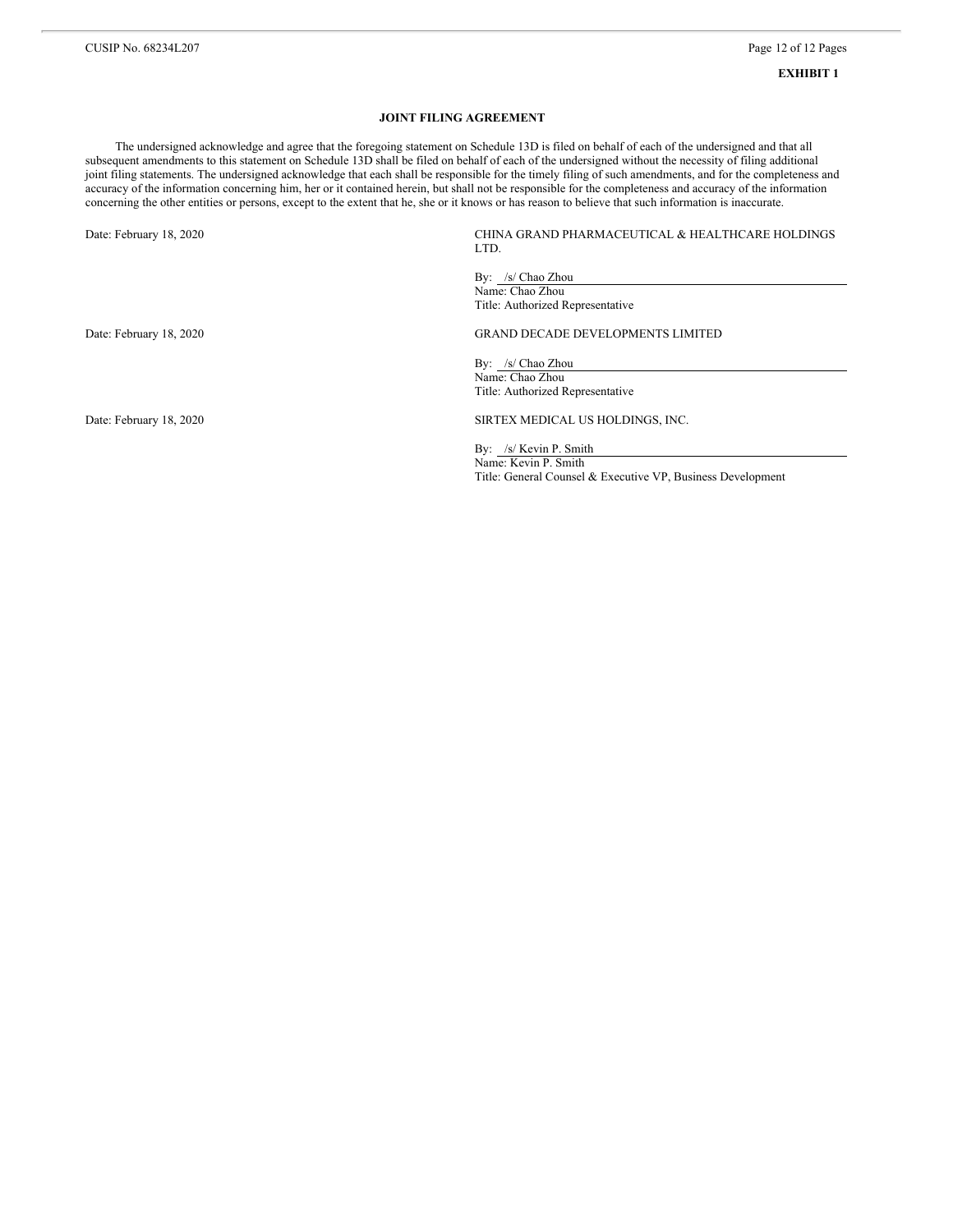**EXHIBIT 1**

**JOINT FILING AGREEMENT**

The undersigned acknowledge and agree that the foregoing statement on Schedule 13D is filed on behalf of each of the undersigned and that all subsequent amendments to this statement on Schedule 13D shall be filed on behalf of each of the undersigned without the necessity of filing additional joint filing statements. The undersigned acknowledge that each shall be responsible for the timely filing of such amendments, and for the completeness and accuracy of the information concerning him, her or it contained herein, but shall not be responsible for the completeness and accuracy of the information concerning the other entities or persons, except to the extent that he, she or it knows or has reason to believe that such information is inaccurate.

Date: February 18, 2020

CHINA GRAND PHARMACEUTICAL & HEALTHCARE HOLDINGS LTD.

By: /s/ Chao Zhou
Name: Chao Zhou
Title: Authorized Representative

Date: February 18, 2020

GRAND DECADE DEVELOPMENTS LIMITED

By: /s/ Chao Zhou
Name: Chao Zhou
Title: Authorized Representative

Date: February 18, 2020

SIRTEX MEDICAL US HOLDINGS, INC.

By: /s/ Kevin P. Smith
Name: Kevin P. Smith
Title: General Counsel & Executive VP, Business Development